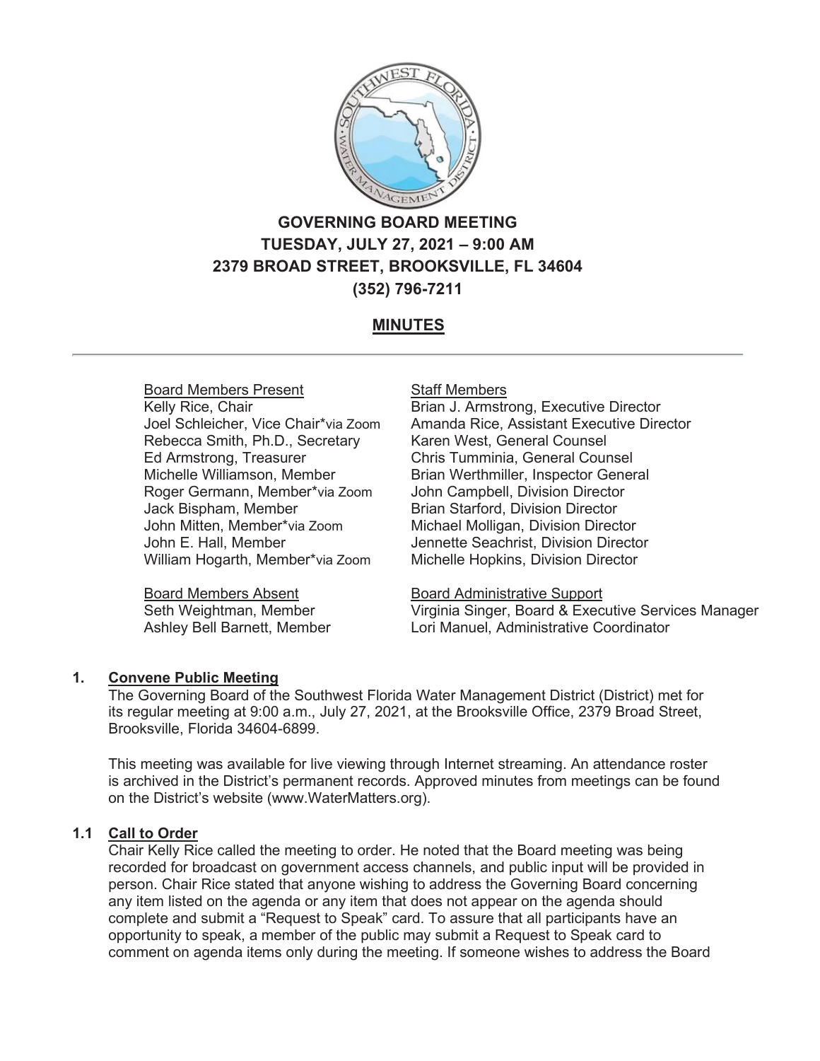# GOVERNING BOARD MEETING
## TUESDAY, JULY 27, 2021 – 9:00 AM
## 2379 BROAD STREET, BROOKSVILLE, FL 34604
## (352) 796-7211

## MINUTES

---

| Board Members Present | Staff Members |
|---|---|
| Kelly Rice, Chair | Brian J. Armstrong, Executive Director |
| Joel Schleicher, Vice Chair*via Zoom | Amanda Rice, Assistant Executive Director |
| Rebecca Smith, Ph.D., Secretary | Karen West, General Counsel |
| Ed Armstrong, Treasurer | Chris Tumminia, General Counsel |
| Michelle Williamson, Member | Brian Werthmiller, Inspector General |
| Roger Germann, Member*via Zoom | John Campbell, Division Director |
| Jack Bispham, Member | Brian Starford, Division Director |
| John Mitten, Member*via Zoom | Michael Molligan, Division Director |
| John E. Hall, Member | Jennette Seachrist, Division Director |
| William Hogarth, Member*via Zoom | Michelle Hopkins, Division Director |

| Board Members Absent | Board Administrative Support |
|---|---|
| Seth Weightman, Member | Virginia Singer, Board & Executive Services Manager |
| Ashley Bell Barnett, Member | Lori Manuel, Administrative Coordinator |

### 1. Convene Public Meeting

The Governing Board of the Southwest Florida Water Management District (District) met for its regular meeting at 9:00 a.m., July 27, 2021, at the Brooksville Office, 2379 Broad Street, Brooksville, Florida 34604-6899.

This meeting was available for live viewing through Internet streaming. An attendance roster is archived in the District's permanent records. Approved minutes from meetings can be found on the District's website (www.WaterMatters.org).

### 1.1 Call to Order

Chair Kelly Rice called the meeting to order. He noted that the Board meeting was being recorded for broadcast on government access channels, and public input will be provided in person. Chair Rice stated that anyone wishing to address the Governing Board concerning any item listed on the agenda or any item that does not appear on the agenda should complete and submit a "Request to Speak" card. To assure that all participants have an opportunity to speak, a member of the public may submit a Request to Speak card to comment on agenda items only during the meeting. If someone wishes to address the Board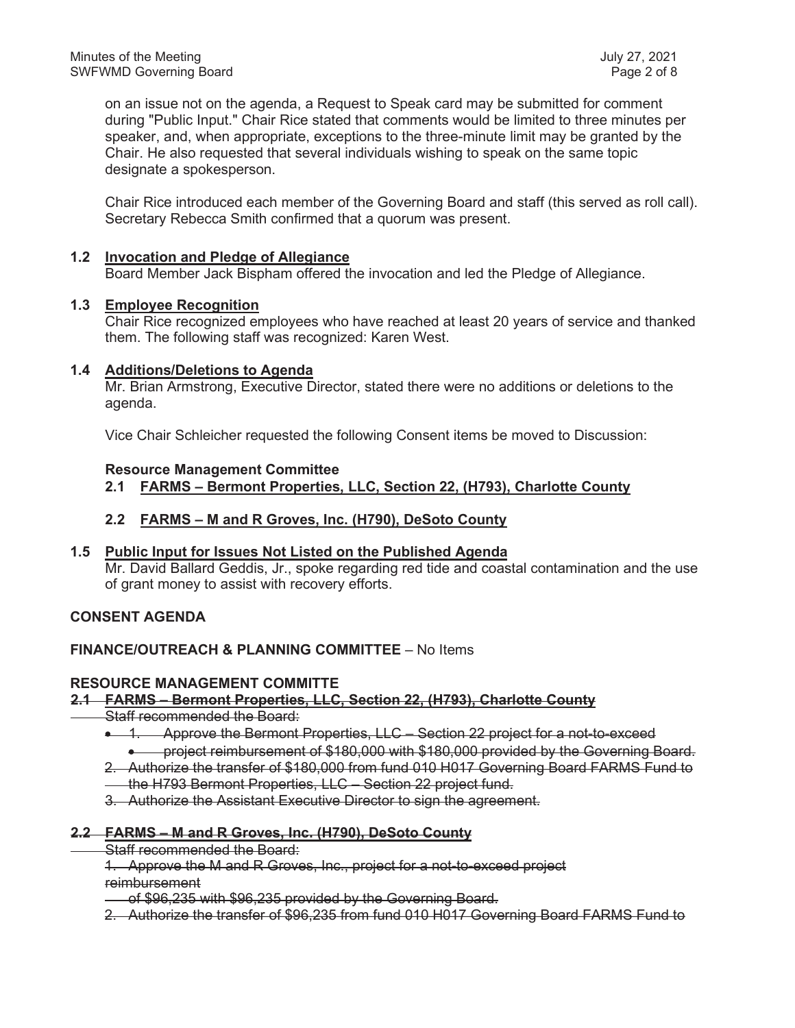on an issue not on the agenda, a Request to Speak card may be submitted for comment during "Public Input." Chair Rice stated that comments would be limited to three minutes per speaker, and, when appropriate, exceptions to the three-minute limit may be granted by the Chair. He also requested that several individuals wishing to speak on the same topic designate a spokesperson.

Chair Rice introduced each member of the Governing Board and staff (this served as roll call). Secretary Rebecca Smith confirmed that a quorum was present.

**1.2 Invocation and Pledge of Allegiance**
Board Member Jack Bispham offered the invocation and led the Pledge of Allegiance.

**1.3 Employee Recognition**
Chair Rice recognized employees who have reached at least 20 years of service and thanked them. The following staff was recognized: Karen West.

**1.4 Additions/Deletions to Agenda**
Mr. Brian Armstrong, Executive Director, stated there were no additions or deletions to the agenda.

Vice Chair Schleicher requested the following Consent items be moved to Discussion:

**Resource Management Committee**

**2.1 FARMS – Bermont Properties, LLC, Section 22, (H793), Charlotte County**

**2.2 FARMS – M and R Groves, Inc. (H790), DeSoto County**

**1.5 Public Input for Issues Not Listed on the Published Agenda**
Mr. David Ballard Geddis, Jr., spoke regarding red tide and coastal contamination and the use of grant money to assist with recovery efforts.

**CONSENT AGENDA**

**FINANCE/OUTREACH & PLANNING COMMITTEE** – No Items

**RESOURCE MANAGEMENT COMMITTE**

~~**2.1 FARMS – Bermont Properties, LLC, Section 22, (H793), Charlotte County**~~

~~Staff recommended the Board:~~

- ~~1. Approve the Bermont Properties, LLC – Section 22 project for a not-to-exceed~~
  - ~~project reimbursement of $180,000 with $180,000 provided by the Governing Board.~~

~~2. Authorize the transfer of $180,000 from fund 010 H017 Governing Board FARMS Fund to the H793 Bermont Properties, LLC – Section 22 project fund.~~

~~3. Authorize the Assistant Executive Director to sign the agreement.~~

~~**2.2 FARMS – M and R Groves, Inc. (H790), DeSoto County**~~

~~Staff recommended the Board:~~

~~1. Approve the M and R Groves, Inc., project for a not-to-exceed project reimbursement of $96,235 with $96,235 provided by the Governing Board.~~

~~2. Authorize the transfer of $96,235 from fund 010 H017 Governing Board FARMS Fund to~~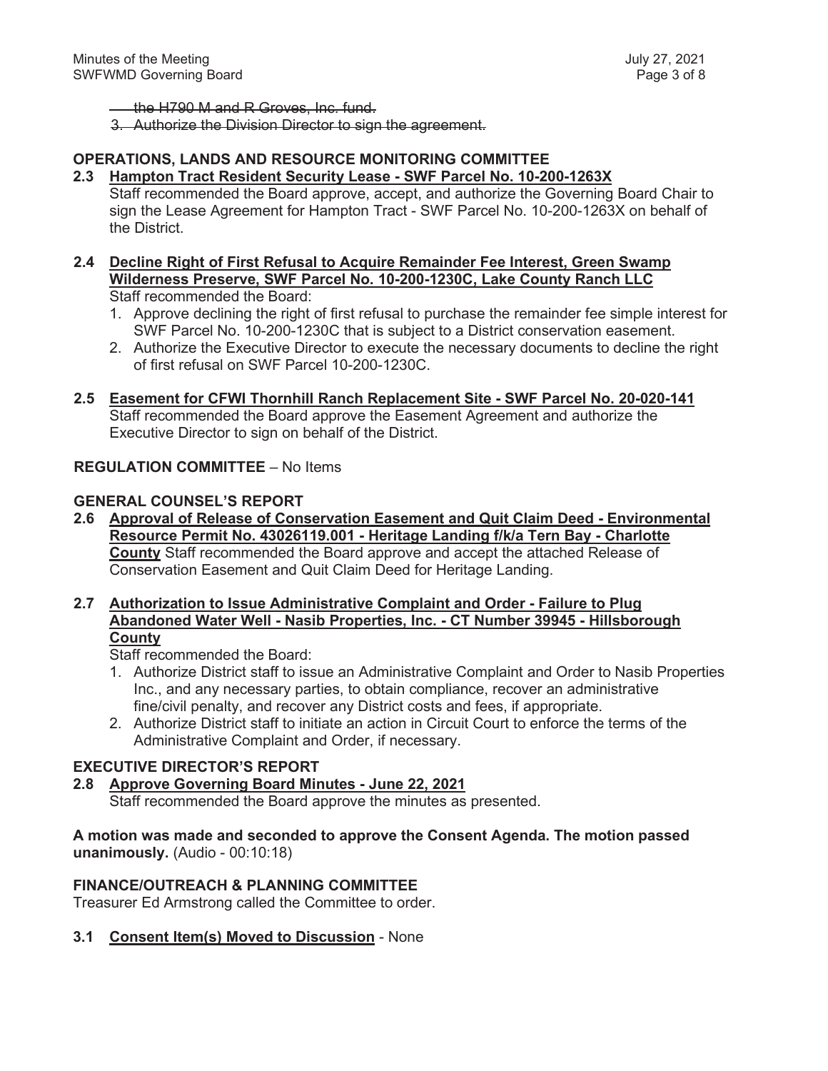~~the H790 M and R Groves, Inc. fund.~~

~~3. Authorize the Division Director to sign the agreement.~~

**OPERATIONS, LANDS AND RESOURCE MONITORING COMMITTEE**

**2.3 <u>Hampton Tract Resident Security Lease - SWF Parcel No. 10-200-1263X</u>**
Staff recommended the Board approve, accept, and authorize the Governing Board Chair to sign the Lease Agreement for Hampton Tract - SWF Parcel No. 10-200-1263X on behalf of the District.

**2.4 <u>Decline Right of First Refusal to Acquire Remainder Fee Interest, Green Swamp Wilderness Preserve, SWF Parcel No. 10-200-1230C, Lake County Ranch LLC</u>**
Staff recommended the Board:

1. Approve declining the right of first refusal to purchase the remainder fee simple interest for SWF Parcel No. 10-200-1230C that is subject to a District conservation easement.
2. Authorize the Executive Director to execute the necessary documents to decline the right of first refusal on SWF Parcel 10-200-1230C.

**2.5 <u>Easement for CFWI Thornhill Ranch Replacement Site - SWF Parcel No. 20-020-141</u>**
Staff recommended the Board approve the Easement Agreement and authorize the Executive Director to sign on behalf of the District.

**REGULATION COMMITTEE** – No Items

**GENERAL COUNSEL'S REPORT**

**2.6 <u>Approval of Release of Conservation Easement and Quit Claim Deed - Environmental Resource Permit No. 43026119.001 - Heritage Landing f/k/a Tern Bay - Charlotte County</u>** Staff recommended the Board approve and accept the attached Release of Conservation Easement and Quit Claim Deed for Heritage Landing.

**2.7 <u>Authorization to Issue Administrative Complaint and Order - Failure to Plug Abandoned Water Well - Nasib Properties, Inc. - CT Number 39945 - Hillsborough County</u>**
Staff recommended the Board:

1. Authorize District staff to issue an Administrative Complaint and Order to Nasib Properties Inc., and any necessary parties, to obtain compliance, recover an administrative fine/civil penalty, and recover any District costs and fees, if appropriate.
2. Authorize District staff to initiate an action in Circuit Court to enforce the terms of the Administrative Complaint and Order, if necessary.

**EXECUTIVE DIRECTOR'S REPORT**

**2.8 <u>Approve Governing Board Minutes - June 22, 2021</u>**
Staff recommended the Board approve the minutes as presented.

**A motion was made and seconded to approve the Consent Agenda. The motion passed unanimously.** (Audio - 00:10:18)

**FINANCE/OUTREACH & PLANNING COMMITTEE**

Treasurer Ed Armstrong called the Committee to order.

**3.1 <u>Consent Item(s) Moved to Discussion</u>** - None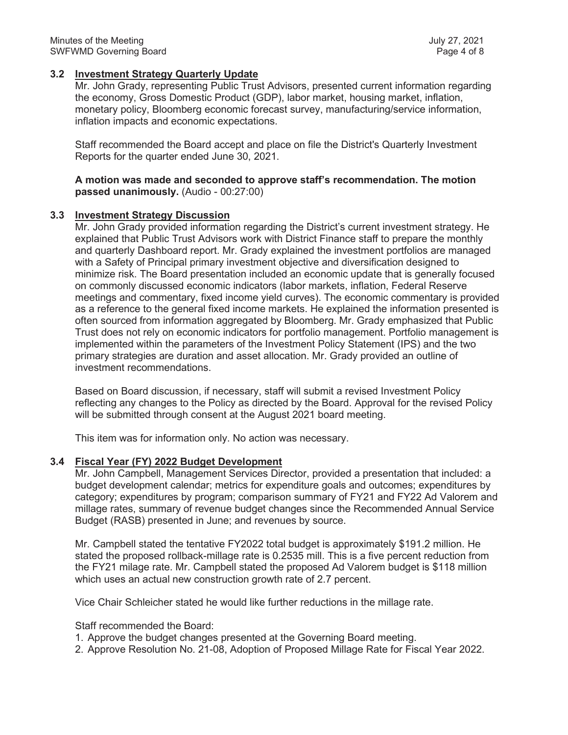### 3.2 Investment Strategy Quarterly Update

Mr. John Grady, representing Public Trust Advisors, presented current information regarding the economy, Gross Domestic Product (GDP), labor market, housing market, inflation, monetary policy, Bloomberg economic forecast survey, manufacturing/service information, inflation impacts and economic expectations.

Staff recommended the Board accept and place on file the District's Quarterly Investment Reports for the quarter ended June 30, 2021.

**A motion was made and seconded to approve staff's recommendation. The motion passed unanimously.** (Audio - 00:27:00)

### 3.3 Investment Strategy Discussion

Mr. John Grady provided information regarding the District's current investment strategy. He explained that Public Trust Advisors work with District Finance staff to prepare the monthly and quarterly Dashboard report. Mr. Grady explained the investment portfolios are managed with a Safety of Principal primary investment objective and diversification designed to minimize risk. The Board presentation included an economic update that is generally focused on commonly discussed economic indicators (labor markets, inflation, Federal Reserve meetings and commentary, fixed income yield curves). The economic commentary is provided as a reference to the general fixed income markets. He explained the information presented is often sourced from information aggregated by Bloomberg. Mr. Grady emphasized that Public Trust does not rely on economic indicators for portfolio management. Portfolio management is implemented within the parameters of the Investment Policy Statement (IPS) and the two primary strategies are duration and asset allocation. Mr. Grady provided an outline of investment recommendations.

Based on Board discussion, if necessary, staff will submit a revised Investment Policy reflecting any changes to the Policy as directed by the Board. Approval for the revised Policy will be submitted through consent at the August 2021 board meeting.

This item was for information only. No action was necessary.

### 3.4 Fiscal Year (FY) 2022 Budget Development

Mr. John Campbell, Management Services Director, provided a presentation that included: a budget development calendar; metrics for expenditure goals and outcomes; expenditures by category; expenditures by program; comparison summary of FY21 and FY22 Ad Valorem and millage rates, summary of revenue budget changes since the Recommended Annual Service Budget (RASB) presented in June; and revenues by source.

Mr. Campbell stated the tentative FY2022 total budget is approximately $191.2 million. He stated the proposed rollback-millage rate is 0.2535 mill. This is a five percent reduction from the FY21 milage rate. Mr. Campbell stated the proposed Ad Valorem budget is $118 million which uses an actual new construction growth rate of 2.7 percent.

Vice Chair Schleicher stated he would like further reductions in the millage rate.

Staff recommended the Board:

1. Approve the budget changes presented at the Governing Board meeting.
2. Approve Resolution No. 21-08, Adoption of Proposed Millage Rate for Fiscal Year 2022.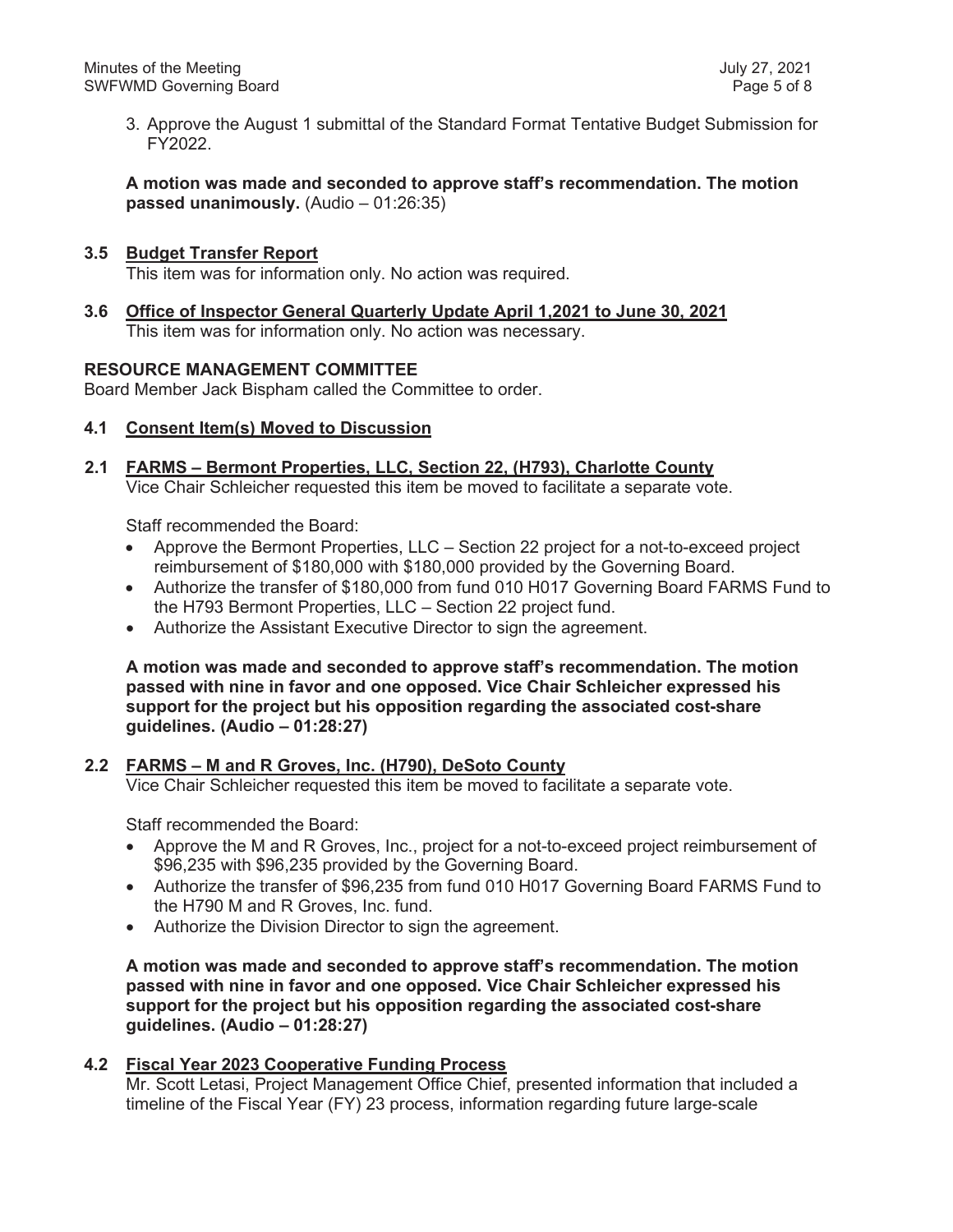3. Approve the August 1 submittal of the Standard Format Tentative Budget Submission for FY2022.

**A motion was made and seconded to approve staff's recommendation. The motion passed unanimously.** (Audio – 01:26:35)

**3.5 Budget Transfer Report**

This item was for information only. No action was required.

**3.6 Office of Inspector General Quarterly Update April 1,2021 to June 30, 2021**

This item was for information only. No action was necessary.

**RESOURCE MANAGEMENT COMMITTEE**

Board Member Jack Bispham called the Committee to order.

**4.1 Consent Item(s) Moved to Discussion**

**2.1 FARMS – Bermont Properties, LLC, Section 22, (H793), Charlotte County**

Vice Chair Schleicher requested this item be moved to facilitate a separate vote.

Staff recommended the Board:

- Approve the Bermont Properties, LLC – Section 22 project for a not-to-exceed project reimbursement of $180,000 with $180,000 provided by the Governing Board.
- Authorize the transfer of $180,000 from fund 010 H017 Governing Board FARMS Fund to the H793 Bermont Properties, LLC – Section 22 project fund.
- Authorize the Assistant Executive Director to sign the agreement.

**A motion was made and seconded to approve staff's recommendation. The motion passed with nine in favor and one opposed. Vice Chair Schleicher expressed his support for the project but his opposition regarding the associated cost-share guidelines. (Audio – 01:28:27)**

**2.2 FARMS – M and R Groves, Inc. (H790), DeSoto County**

Vice Chair Schleicher requested this item be moved to facilitate a separate vote.

Staff recommended the Board:

- Approve the M and R Groves, Inc., project for a not-to-exceed project reimbursement of $96,235 with $96,235 provided by the Governing Board.
- Authorize the transfer of $96,235 from fund 010 H017 Governing Board FARMS Fund to the H790 M and R Groves, Inc. fund.
- Authorize the Division Director to sign the agreement.

**A motion was made and seconded to approve staff's recommendation. The motion passed with nine in favor and one opposed. Vice Chair Schleicher expressed his support for the project but his opposition regarding the associated cost-share guidelines. (Audio – 01:28:27)**

**4.2 Fiscal Year 2023 Cooperative Funding Process**

Mr. Scott Letasi, Project Management Office Chief, presented information that included a timeline of the Fiscal Year (FY) 23 process, information regarding future large-scale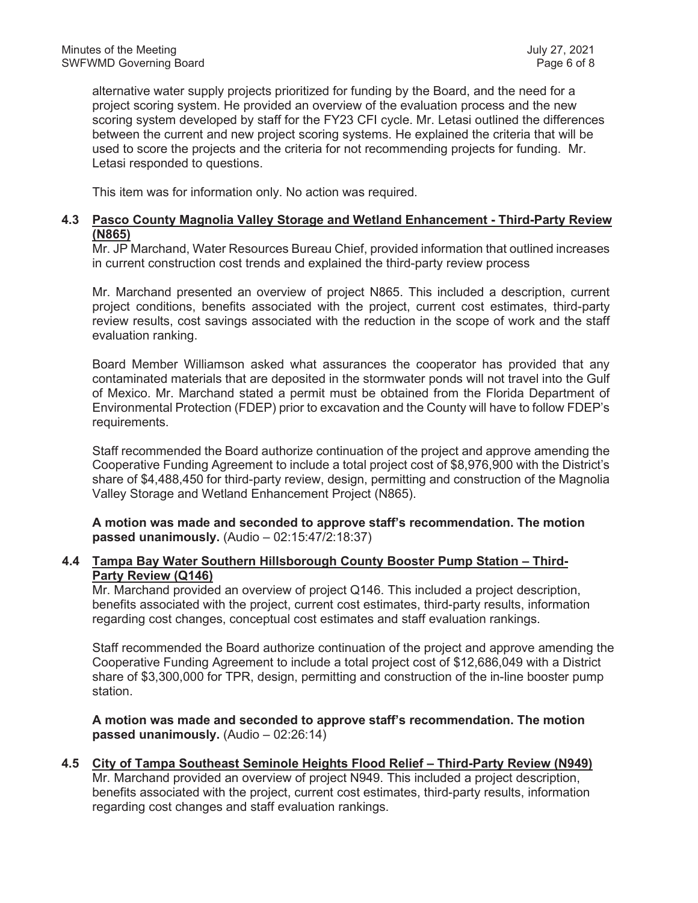alternative water supply projects prioritized for funding by the Board, and the need for a project scoring system. He provided an overview of the evaluation process and the new scoring system developed by staff for the FY23 CFI cycle. Mr. Letasi outlined the differences between the current and new project scoring systems. He explained the criteria that will be used to score the projects and the criteria for not recommending projects for funding. Mr. Letasi responded to questions.

This item was for information only. No action was required.

**4.3 <u>Pasco County Magnolia Valley Storage and Wetland Enhancement - Third-Party Review (N865)</u>**

Mr. JP Marchand, Water Resources Bureau Chief, provided information that outlined increases in current construction cost trends and explained the third-party review process

Mr. Marchand presented an overview of project N865. This included a description, current project conditions, benefits associated with the project, current cost estimates, third-party review results, cost savings associated with the reduction in the scope of work and the staff evaluation ranking.

Board Member Williamson asked what assurances the cooperator has provided that any contaminated materials that are deposited in the stormwater ponds will not travel into the Gulf of Mexico. Mr. Marchand stated a permit must be obtained from the Florida Department of Environmental Protection (FDEP) prior to excavation and the County will have to follow FDEP's requirements.

Staff recommended the Board authorize continuation of the project and approve amending the Cooperative Funding Agreement to include a total project cost of $8,976,900 with the District's share of $4,488,450 for third-party review, design, permitting and construction of the Magnolia Valley Storage and Wetland Enhancement Project (N865).

**A motion was made and seconded to approve staff's recommendation. The motion passed unanimously.** (Audio – 02:15:47/2:18:37)

**4.4 <u>Tampa Bay Water Southern Hillsborough County Booster Pump Station – Third-Party Review (Q146)</u>**

Mr. Marchand provided an overview of project Q146. This included a project description, benefits associated with the project, current cost estimates, third-party results, information regarding cost changes, conceptual cost estimates and staff evaluation rankings.

Staff recommended the Board authorize continuation of the project and approve amending the Cooperative Funding Agreement to include a total project cost of $12,686,049 with a District share of $3,300,000 for TPR, design, permitting and construction of the in-line booster pump station.

**A motion was made and seconded to approve staff's recommendation. The motion passed unanimously.** (Audio – 02:26:14)

**4.5 <u>City of Tampa Southeast Seminole Heights Flood Relief – Third-Party Review (N949)</u>**

Mr. Marchand provided an overview of project N949. This included a project description, benefits associated with the project, current cost estimates, third-party results, information regarding cost changes and staff evaluation rankings.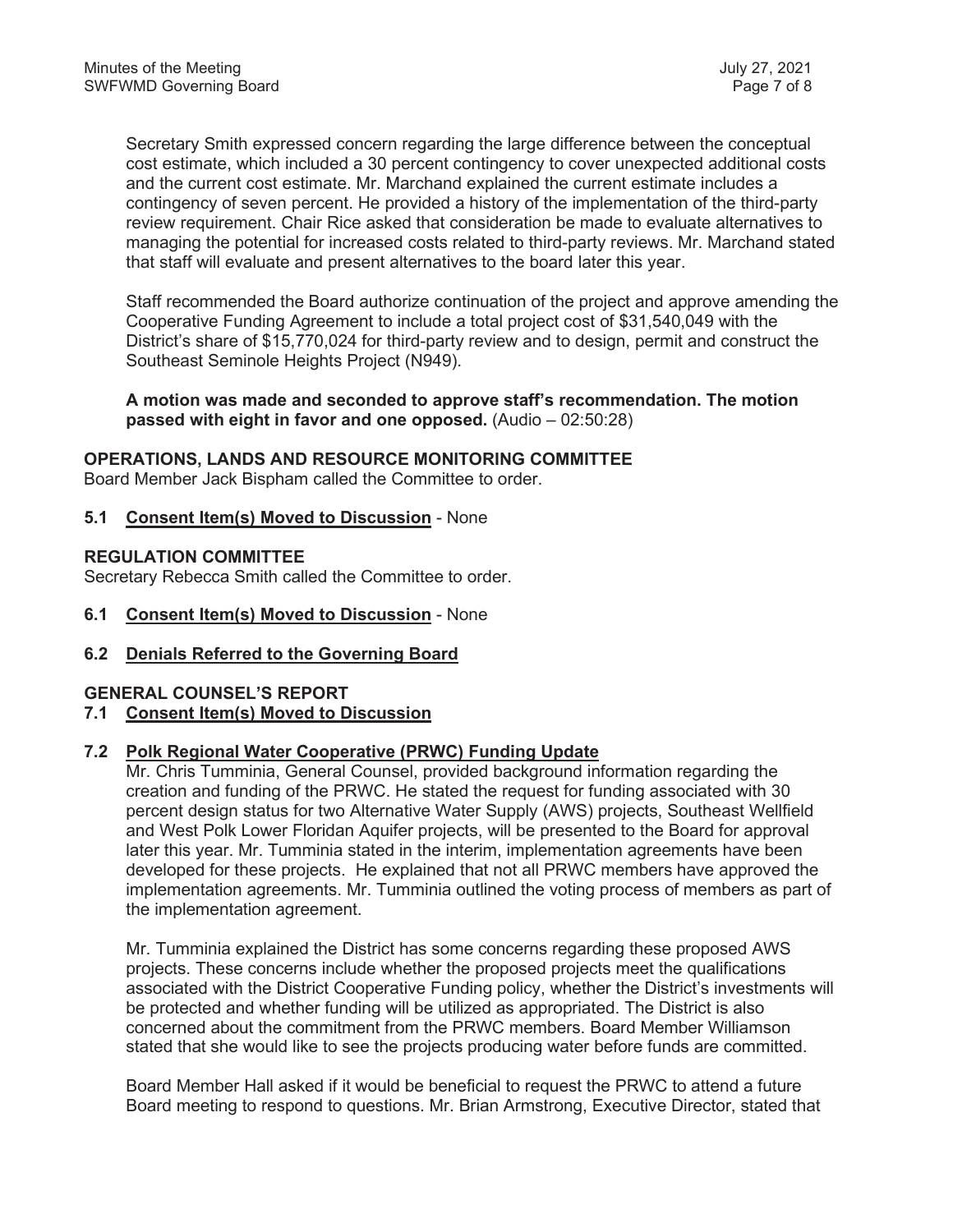Secretary Smith expressed concern regarding the large difference between the conceptual cost estimate, which included a 30 percent contingency to cover unexpected additional costs and the current cost estimate. Mr. Marchand explained the current estimate includes a contingency of seven percent. He provided a history of the implementation of the third-party review requirement. Chair Rice asked that consideration be made to evaluate alternatives to managing the potential for increased costs related to third-party reviews. Mr. Marchand stated that staff will evaluate and present alternatives to the board later this year.

Staff recommended the Board authorize continuation of the project and approve amending the Cooperative Funding Agreement to include a total project cost of $31,540,049 with the District's share of $15,770,024 for third-party review and to design, permit and construct the Southeast Seminole Heights Project (N949).

**A motion was made and seconded to approve staff's recommendation. The motion passed with eight in favor and one opposed.** (Audio – 02:50:28)

## OPERATIONS, LANDS AND RESOURCE MONITORING COMMITTEE

Board Member Jack Bispham called the Committee to order.

**5.1 Consent Item(s) Moved to Discussion** - None

## REGULATION COMMITTEE

Secretary Rebecca Smith called the Committee to order.

**6.1 Consent Item(s) Moved to Discussion** - None

**6.2 Denials Referred to the Governing Board**

## GENERAL COUNSEL'S REPORT

**7.1 Consent Item(s) Moved to Discussion**

**7.2 Polk Regional Water Cooperative (PRWC) Funding Update**

Mr. Chris Tumminia, General Counsel, provided background information regarding the creation and funding of the PRWC. He stated the request for funding associated with 30 percent design status for two Alternative Water Supply (AWS) projects, Southeast Wellfield and West Polk Lower Floridan Aquifer projects, will be presented to the Board for approval later this year. Mr. Tumminia stated in the interim, implementation agreements have been developed for these projects. He explained that not all PRWC members have approved the implementation agreements. Mr. Tumminia outlined the voting process of members as part of the implementation agreement.

Mr. Tumminia explained the District has some concerns regarding these proposed AWS projects. These concerns include whether the proposed projects meet the qualifications associated with the District Cooperative Funding policy, whether the District's investments will be protected and whether funding will be utilized as appropriated. The District is also concerned about the commitment from the PRWC members. Board Member Williamson stated that she would like to see the projects producing water before funds are committed.

Board Member Hall asked if it would be beneficial to request the PRWC to attend a future Board meeting to respond to questions. Mr. Brian Armstrong, Executive Director, stated that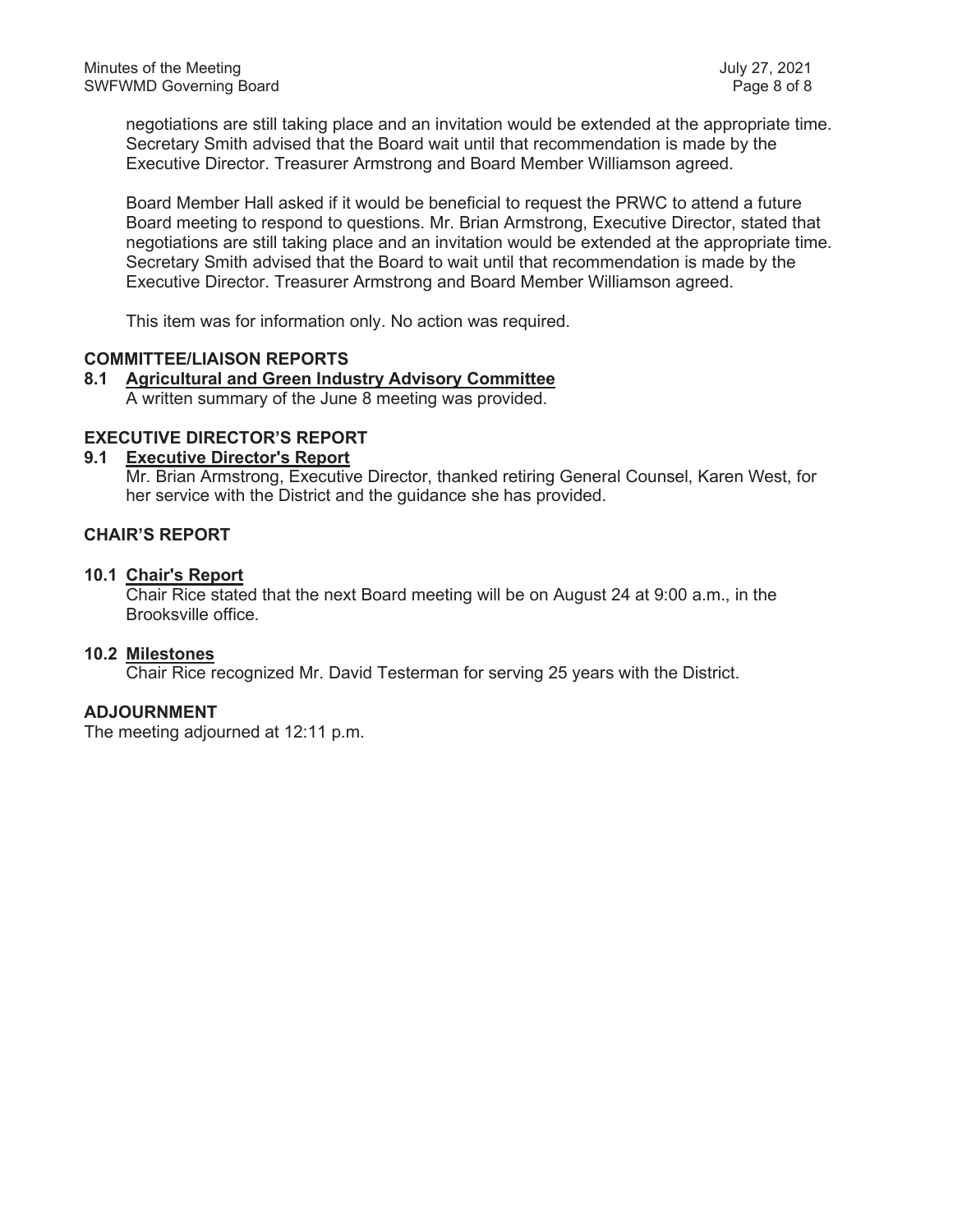negotiations are still taking place and an invitation would be extended at the appropriate time. Secretary Smith advised that the Board wait until that recommendation is made by the Executive Director. Treasurer Armstrong and Board Member Williamson agreed.

Board Member Hall asked if it would be beneficial to request the PRWC to attend a future Board meeting to respond to questions. Mr. Brian Armstrong, Executive Director, stated that negotiations are still taking place and an invitation would be extended at the appropriate time. Secretary Smith advised that the Board to wait until that recommendation is made by the Executive Director. Treasurer Armstrong and Board Member Williamson agreed.

This item was for information only. No action was required.

**COMMITTEE/LIAISON REPORTS**

**8.1 Agricultural and Green Industry Advisory Committee**

A written summary of the June 8 meeting was provided.

**EXECUTIVE DIRECTOR'S REPORT**

**9.1 Executive Director's Report**

Mr. Brian Armstrong, Executive Director, thanked retiring General Counsel, Karen West, for her service with the District and the guidance she has provided.

**CHAIR'S REPORT**

**10.1 Chair's Report**

Chair Rice stated that the next Board meeting will be on August 24 at 9:00 a.m., in the Brooksville office.

**10.2 Milestones**

Chair Rice recognized Mr. David Testerman for serving 25 years with the District.

**ADJOURNMENT**

The meeting adjourned at 12:11 p.m.